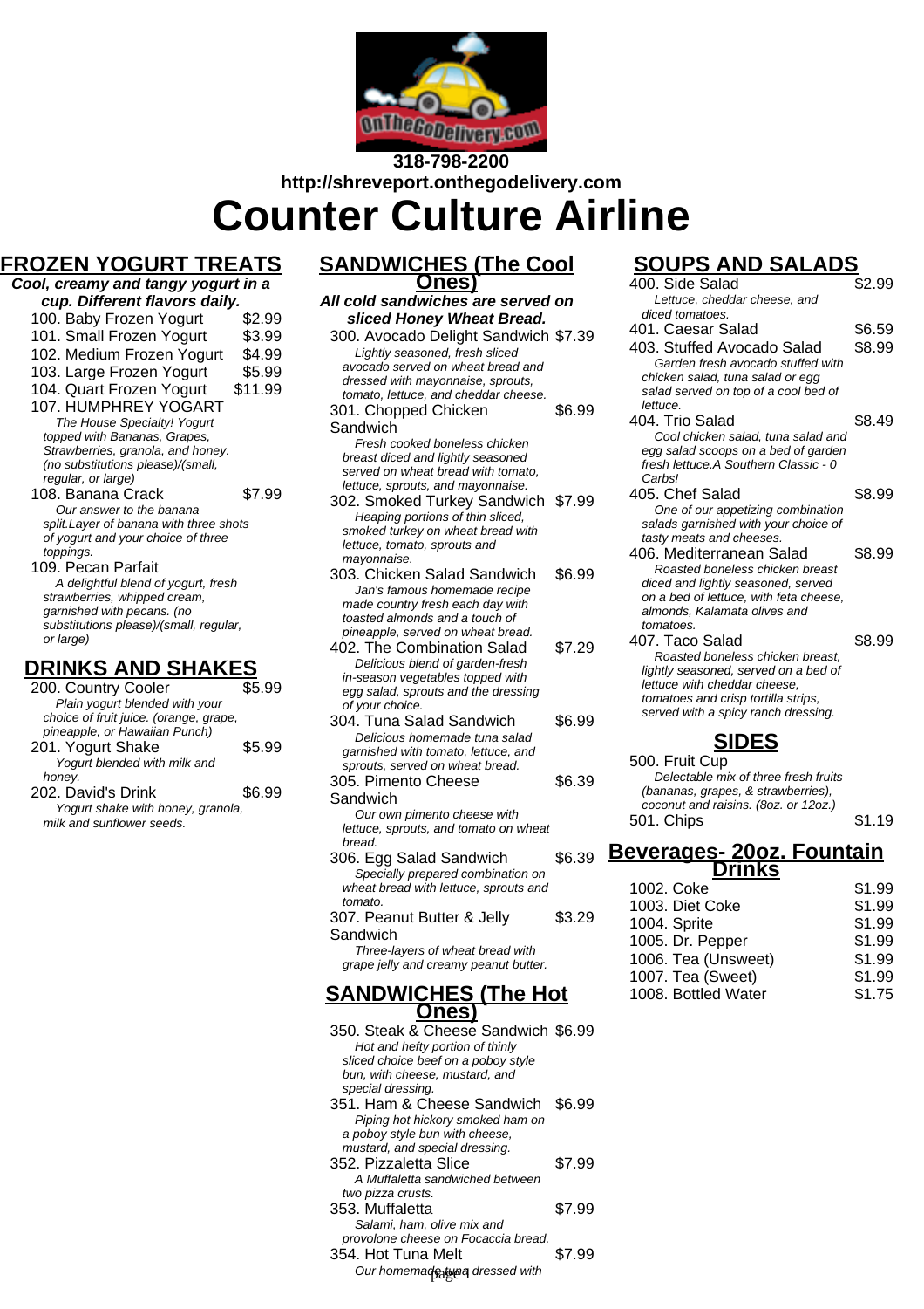318-798-2200

http://shreveport.onthegodelivery.com

# Counter Culture Airline

## FROZEN YOGURT TREATS

***Cool, creamy and tangy yogurt in a cup. Different flavors daily.***

- 100. Baby Frozen Yogurt $2.99
- 101. Small Frozen Yogurt $3.99
- 102. Medium Frozen Yogurt $4.99
- 103. Large Frozen Yogurt $5.99
- 104. Quart Frozen Yogurt $11.99
- 107. HUMPHREY YOGART
  *The House Specialty! Yogurt topped with Bananas, Grapes, Strawberries, granola, and honey. (no substitutions please)/(small, regular, or large)*
- 108. Banana Crack $7.99
  *Our answer to the banana split.Layer of banana with three shots of yogurt and your choice of three toppings.*
- 109. Pecan Parfait
  *A delightful blend of yogurt, fresh strawberries, whipped cream, garnished with pecans. (no substitutions please)/(small, regular, or large)*

## DRINKS AND SHAKES

- 200. Country Cooler $5.99
  *Plain yogurt blended with your choice of fruit juice. (orange, grape, pineapple, or Hawaiian Punch)*
- 201. Yogurt Shake $5.99
  *Yogurt blended with milk and honey.*
- 202. David's Drink $6.99
  *Yogurt shake with honey, granola, milk and sunflower seeds.*

## SANDWICHES (The Cool Ones)

***All cold sandwiches are served on sliced Honey Wheat Bread.***

- 300. Avocado Delight Sandwich $7.39
  *Lightly seasoned, fresh sliced avocado served on wheat bread and dressed with mayonnaise, sprouts, tomato, lettuce, and cheddar cheese.*
- 301. Chopped Chicken Sandwich $6.99
  *Fresh cooked boneless chicken breast diced and lightly seasoned served on wheat bread with tomato, lettuce, sprouts, and mayonnaise.*
- 302. Smoked Turkey Sandwich $7.99
  *Heaping portions of thin sliced, smoked turkey on wheat bread with lettuce, tomato, sprouts and mayonnaise.*
- 303. Chicken Salad Sandwich $6.99
  *Jan's famous homemade recipe made country fresh each day with toasted almonds and a touch of pineapple, served on wheat bread.*
- 402. The Combination Salad $7.29
  *Delicious blend of garden-fresh in-season vegetables topped with egg salad, sprouts and the dressing of your choice.*
- 304. Tuna Salad Sandwich $6.99
  *Delicious homemade tuna salad garnished with tomato, lettuce, and sprouts, served on wheat bread.*
- 305. Pimento Cheese Sandwich $6.39
  *Our own pimento cheese with lettuce, sprouts, and tomato on wheat bread.*
- 306. Egg Salad Sandwich $6.39
  *Specially prepared combination on wheat bread with lettuce, sprouts and tomato.*
- 307. Peanut Butter & Jelly Sandwich $3.29
  *Three-layers of wheat bread with grape jelly and creamy peanut butter.*

## SANDWICHES (The Hot Ones)

- 350. Steak & Cheese Sandwich $6.99
  *Hot and hefty portion of thinly sliced choice beef on a poboy style bun, with cheese, mustard, and special dressing.*
- 351. Ham & Cheese Sandwich $6.99
  *Piping hot hickory smoked ham on a poboy style bun with cheese, mustard, and special dressing.*
- 352. Pizzaletta Slice $7.99
  *A Muffaletta sandwiched between two pizza crusts.*
- 353. Muffaletta $7.99
  *Salami, ham, olive mix and provolone cheese on Focaccia bread.*
- 354. Hot Tuna Melt $7.99
  *Our homemade tuna dressed with*

## SOUPS AND SALADS

- 400. Side Salad $2.99
  *Lettuce, cheddar cheese, and diced tomatoes.*
- 401. Caesar Salad $6.59
- 403. Stuffed Avocado Salad $8.99
  *Garden fresh avocado stuffed with chicken salad, tuna salad or egg salad served on top of a cool bed of lettuce.*
- 404. Trio Salad $8.49
  *Cool chicken salad, tuna salad and egg salad scoops on a bed of garden fresh lettuce.A Southern Classic - 0 Carbs!*
- 405. Chef Salad $8.99
  *One of our appetizing combination salads garnished with your choice of tasty meats and cheeses.*
- 406. Mediterranean Salad $8.99
  *Roasted boneless chicken breast diced and lightly seasoned, served on a bed of lettuce, with feta cheese, almonds, Kalamata olives and tomatoes.*
- 407. Taco Salad $8.99
  *Roasted boneless chicken breast, lightly seasoned, served on a bed of lettuce with cheddar cheese, tomatoes and crisp tortilla strips, served with a spicy ranch dressing.*

## SIDES

- 500. Fruit Cup
  *Delectable mix of three fresh fruits (bananas, grapes, & strawberries), coconut and raisins. (8oz. or 12oz.)*
- 501. Chips $1.19

## Beverages- 20oz. Fountain Drinks

| Item | Price |
|---|---|
| 1002. Coke | $1.99 |
| 1003. Diet Coke | $1.99 |
| 1004. Sprite | $1.99 |
| 1005. Dr. Pepper | $1.99 |
| 1006. Tea (Unsweet) | $1.99 |
| 1007. Tea (Sweet) | $1.99 |
| 1008. Bottled Water | $1.75 |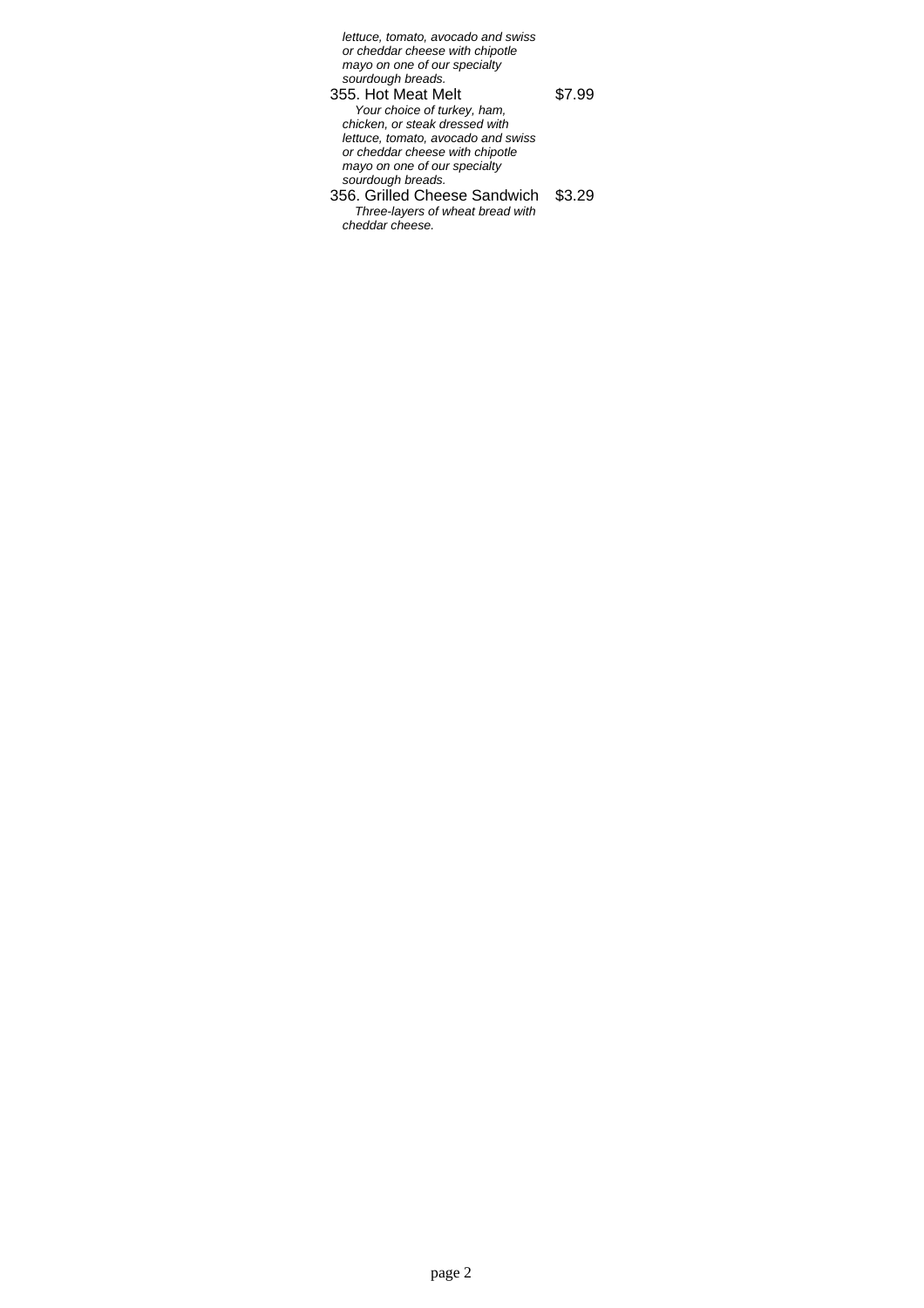*lettuce, tomato, avocado and swiss or cheddar cheese with chipotle mayo on one of our specialty sourdough breads.*

355. Hot Meat Melt — $7.99

*Your choice of turkey, ham, chicken, or steak dressed with lettuce, tomato, avocado and swiss or cheddar cheese with chipotle mayo on one of our specialty sourdough breads.*

356. Grilled Cheese Sandwich — $3.29

*Three-layers of wheat bread with cheddar cheese.*